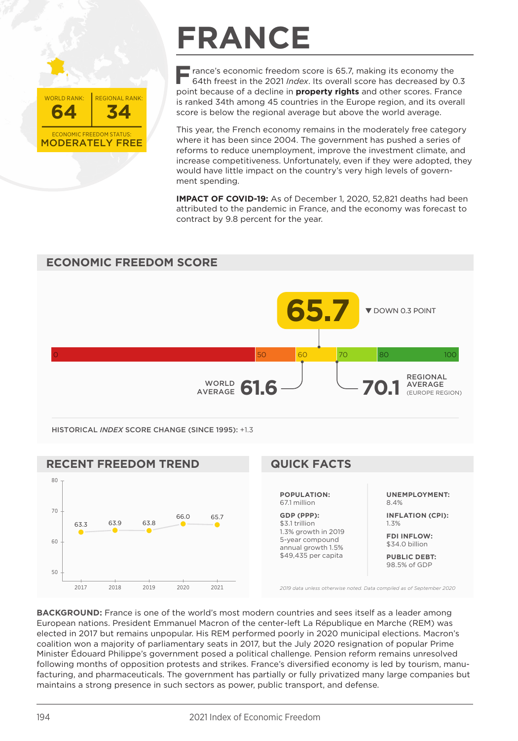# FRANCE

WORLD RANK: **64** | REGIONAL RANK: **34**

ECONOMIC FREEDOM STATUS: **MODERATELY FREE**

France's economic freedom score is 65.7, making its economy the 64th freest in the 2021 *Index*. Its overall score has decreased by 0.3 point because of a decline in **property rights** and other scores. France is ranked 34th among 45 countries in the Europe region, and its overall score is below the regional average but above the world average.

This year, the French economy remains in the moderately free category where it has been since 2004. The government has pushed a series of reforms to reduce unemployment, improve the investment climate, and increase competitiveness. Unfortunately, even if they were adopted, they would have little impact on the country's very high levels of government spending.

**IMPACT OF COVID-19:** As of December 1, 2020, 52,821 deaths had been attributed to the pandemic in France, and the economy was forecast to contract by 9.8 percent for the year.

## ECONOMIC FREEDOM SCORE

**65.7** ▼ DOWN 0.3 POINT

WORLD AVERAGE **61.6**

**70.1** REGIONAL AVERAGE (EUROPE REGION)

HISTORICAL *INDEX* SCORE CHANGE (SINCE 1995): +1.3

## RECENT FREEDOM TREND

| Year | 2017 | 2018 | 2019 | 2020 | 2021 |
|---|---|---|---|---|---|
| Score | 63.3 | 63.9 | 63.8 | 66.0 | 65.7 |

## QUICK FACTS

**POPULATION:**
67.1 million

**GDP (PPP):**
$3.1 trillion
1.3% growth in 2019
5-year compound annual growth 1.5%
$49,435 per capita

**UNEMPLOYMENT:**
8.4%

**INFLATION (CPI):**
1.3%

**FDI INFLOW:**
$34.0 billion

**PUBLIC DEBT:**
98.5% of GDP

*2019 data unless otherwise noted. Data compiled as of September 2020*

**BACKGROUND:** France is one of the world's most modern countries and sees itself as a leader among European nations. President Emmanuel Macron of the center-left La République en Marche (REM) was elected in 2017 but remains unpopular. His REM performed poorly in 2020 municipal elections. Macron's coalition won a majority of parliamentary seats in 2017, but the July 2020 resignation of popular Prime Minister Édouard Philippe's government posed a political challenge. Pension reform remains unresolved following months of opposition protests and strikes. France's diversified economy is led by tourism, manufacturing, and pharmaceuticals. The government has partially or fully privatized many large companies but maintains a strong presence in such sectors as power, public transport, and defense.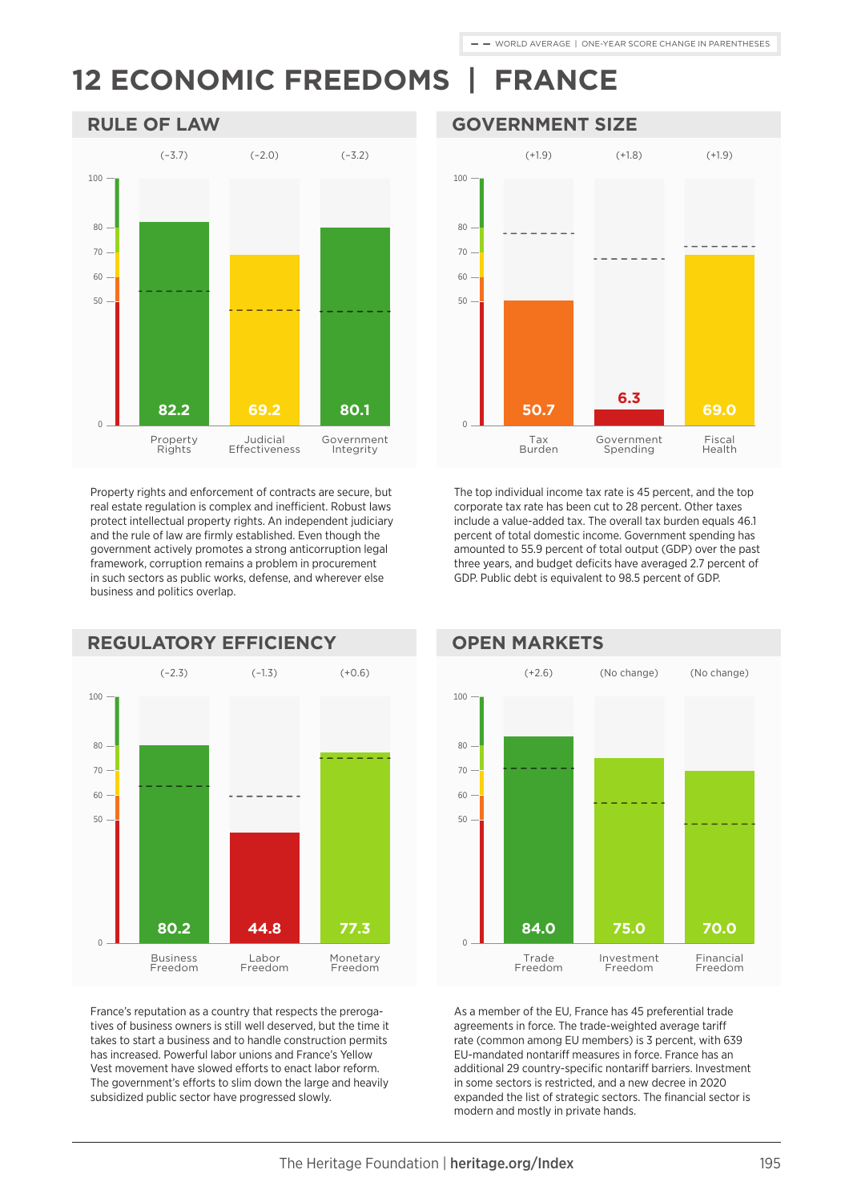— — WORLD AVERAGE | ONE-YEAR SCORE CHANGE IN PARENTHESES

# 12 ECONOMIC FREEDOMS | FRANCE

## RULE OF LAW

(–3.7) (–2.0) (–3.2)

100
80
70
60
50
0

82.2 Property Rights

69.2 Judicial Effectiveness

80.1 Government Integrity

Property rights and enforcement of contracts are secure, but real estate regulation is complex and inefficient. Robust laws protect intellectual property rights. An independent judiciary and the rule of law are firmly established. Even though the government actively promotes a strong anticorruption legal framework, corruption remains a problem in procurement in such sectors as public works, defense, and wherever else business and politics overlap.

## GOVERNMENT SIZE

(+1.9) (+1.8) (+1.9)

100
80
70
60
50
0

50.7 Tax Burden

6.3 Government Spending

69.0 Fiscal Health

The top individual income tax rate is 45 percent, and the top corporate tax rate has been cut to 28 percent. Other taxes include a value-added tax. The overall tax burden equals 46.1 percent of total domestic income. Government spending has amounted to 55.9 percent of total output (GDP) over the past three years, and budget deficits have averaged 2.7 percent of GDP. Public debt is equivalent to 98.5 percent of GDP.

## REGULATORY EFFICIENCY

(–2.3) (–1.3) (+0.6)

100
80
70
60
50
0

80.2 Business Freedom

44.8 Labor Freedom

77.3 Monetary Freedom

France's reputation as a country that respects the preroga-tives of business owners is still well deserved, but the time it takes to start a business and to handle construction permits has increased. Powerful labor unions and France's Yellow Vest movement have slowed efforts to enact labor reform. The government's efforts to slim down the large and heavily subsidized public sector have progressed slowly.

## OPEN MARKETS

(+2.6) (No change) (No change)

100
80
70
60
50
0

84.0 Trade Freedom

75.0 Investment Freedom

70.0 Financial Freedom

As a member of the EU, France has 45 preferential trade agreements in force. The trade-weighted average tariff rate (common among EU members) is 3 percent, with 639 EU-mandated nontariff measures in force. France has an additional 29 country-specific nontariff barriers. Investment in some sectors is restricted, and a new decree in 2020 expanded the list of strategic sectors. The financial sector is modern and mostly in private hands.